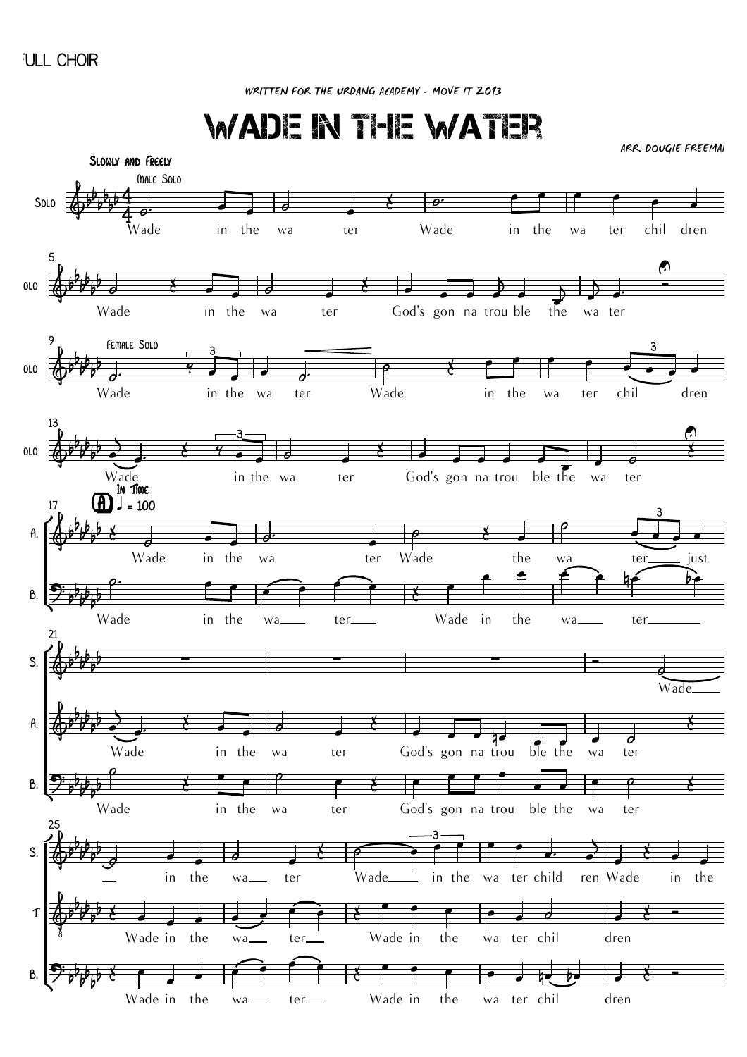FULL CHOIR

*WRITTEN FOR THE URDANG ACADEMY - MOVE IT 2013*

# WADE IN THE WATER

*ARR. DOUGIE FREEMAN*

**Slowly and Freely**

Male Solo

Solo: Wade in the wa ter Wade in the wa ter chil dren

Wade in the wa ter God's gon na trou ble the wa ter

Female Solo

Wade in the wa ter Wade in the wa ter chil dren

Wade in the wa ter God's gon na trou ble the wa ter

**In Time** (A) ♩ = 100

A.: Wade in the wa ter Wade the wa ter just

B.: Wade in the wa ter Wade in the wa ter

S.: Wade

A.: Wade in the wa ter God's gon na trou ble the wa ter

B.: Wade in the wa ter God's gon na trou ble the wa ter

S.: in the wa ter Wade in the wa ter child ren Wade in the

T.: Wade in the wa ter Wade in the wa ter chil dren

B.: Wade in the wa ter Wade in the wa ter chil dren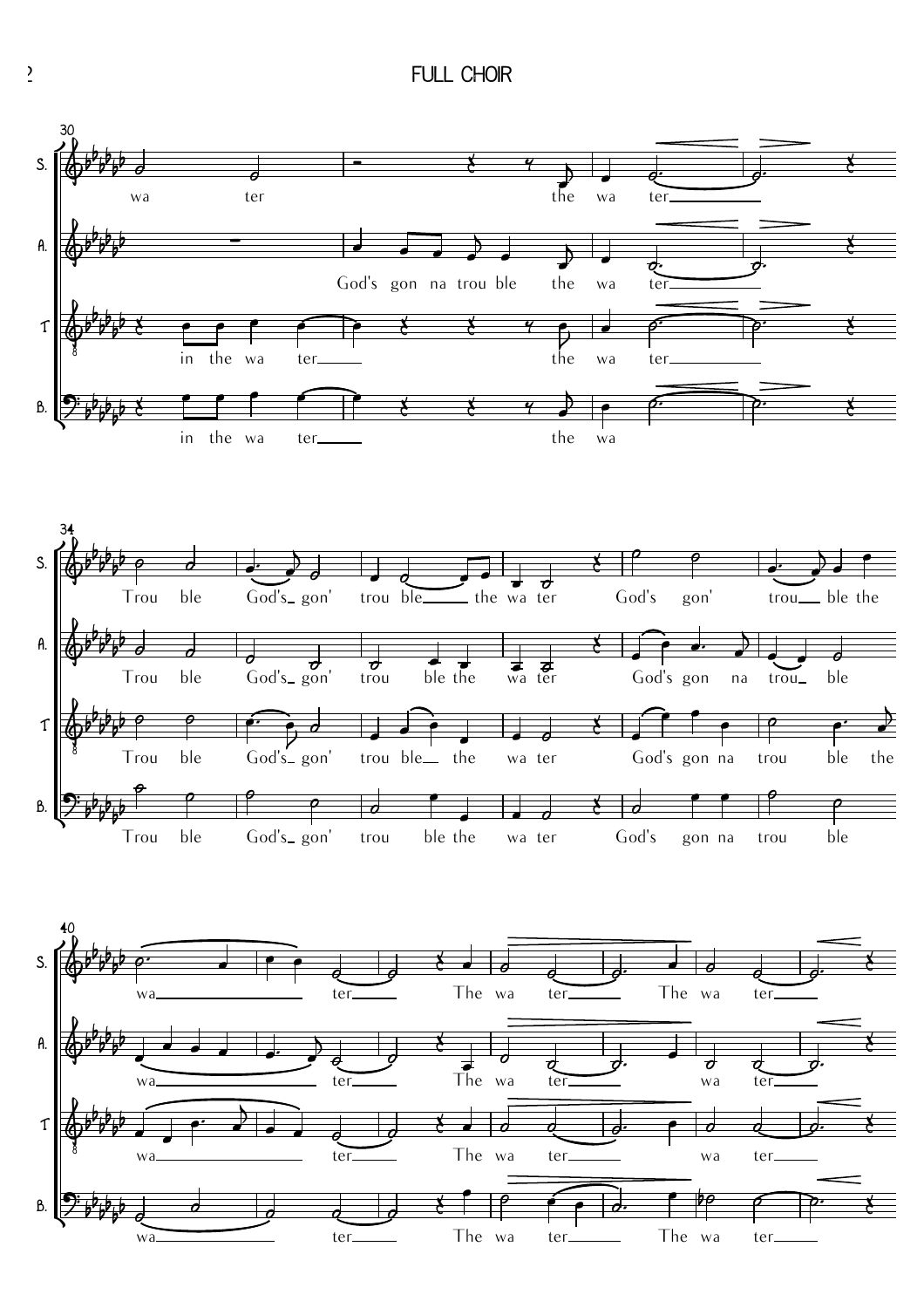FULL CHOIR